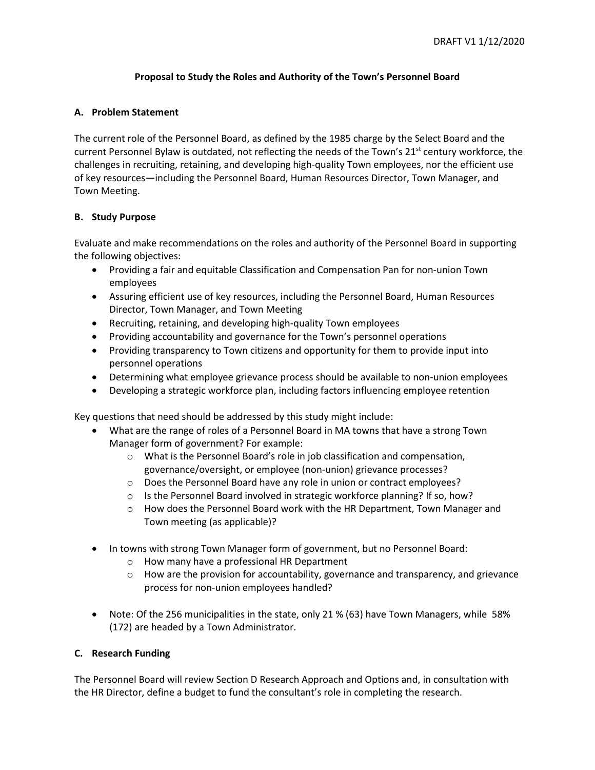DRAFT V1 1/12/2020

# Proposal to Study the Roles and Authority of the Town's Personnel Board

## A. Problem Statement

The current role of the Personnel Board, as defined by the 1985 charge by the Select Board and the current Personnel Bylaw is outdated, not reflecting the needs of the Town's 21st century workforce, the challenges in recruiting, retaining, and developing high-quality Town employees, nor the efficient use of key resources—including the Personnel Board, Human Resources Director, Town Manager, and Town Meeting.

## B. Study Purpose

Evaluate and make recommendations on the roles and authority of the Personnel Board in supporting the following objectives:

- Providing a fair and equitable Classification and Compensation Pan for non-union Town employees
- Assuring efficient use of key resources, including the Personnel Board, Human Resources Director, Town Manager, and Town Meeting
- Recruiting, retaining, and developing high-quality Town employees
- Providing accountability and governance for the Town's personnel operations
- Providing transparency to Town citizens and opportunity for them to provide input into personnel operations
- Determining what employee grievance process should be available to non-union employees
- Developing a strategic workforce plan, including factors influencing employee retention

Key questions that need should be addressed by this study might include:

- What are the range of roles of a Personnel Board in MA towns that have a strong Town Manager form of government? For example:
  - What is the Personnel Board's role in job classification and compensation, governance/oversight, or employee (non-union) grievance processes?
  - Does the Personnel Board have any role in union or contract employees?
  - Is the Personnel Board involved in strategic workforce planning? If so, how?
  - How does the Personnel Board work with the HR Department, Town Manager and Town meeting (as applicable)?

- In towns with strong Town Manager form of government, but no Personnel Board:
  - How many have a professional HR Department
  - How are the provision for accountability, governance and transparency, and grievance process for non-union employees handled?

- Note: Of the 256 municipalities in the state, only 21 % (63) have Town Managers, while 58% (172) are headed by a Town Administrator.

## C. Research Funding

The Personnel Board will review Section D Research Approach and Options and, in consultation with the HR Director, define a budget to fund the consultant's role in completing the research.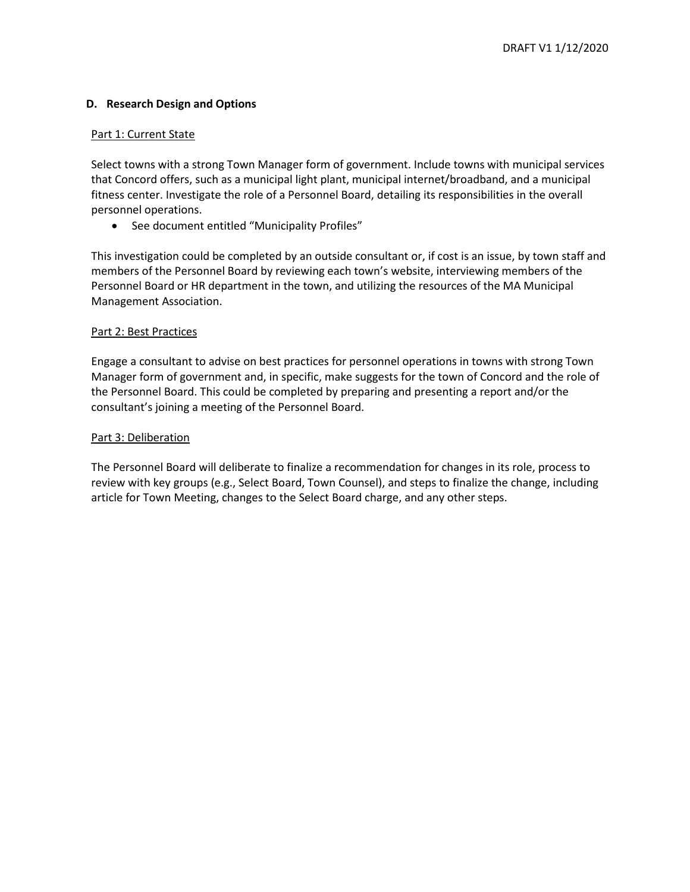## D. Research Design and Options

Part 1: Current State

Select towns with a strong Town Manager form of government. Include towns with municipal services that Concord offers, such as a municipal light plant, municipal internet/broadband, and a municipal fitness center. Investigate the role of a Personnel Board, detailing its responsibilities in the overall personnel operations.

- See document entitled "Municipality Profiles"

This investigation could be completed by an outside consultant or, if cost is an issue, by town staff and members of the Personnel Board by reviewing each town's website, interviewing members of the Personnel Board or HR department in the town, and utilizing the resources of the MA Municipal Management Association.

Part 2: Best Practices

Engage a consultant to advise on best practices for personnel operations in towns with strong Town Manager form of government and, in specific, make suggests for the town of Concord and the role of the Personnel Board. This could be completed by preparing and presenting a report and/or the consultant's joining a meeting of the Personnel Board.

Part 3: Deliberation

The Personnel Board will deliberate to finalize a recommendation for changes in its role, process to review with key groups (e.g., Select Board, Town Counsel), and steps to finalize the change, including article for Town Meeting, changes to the Select Board charge, and any other steps.